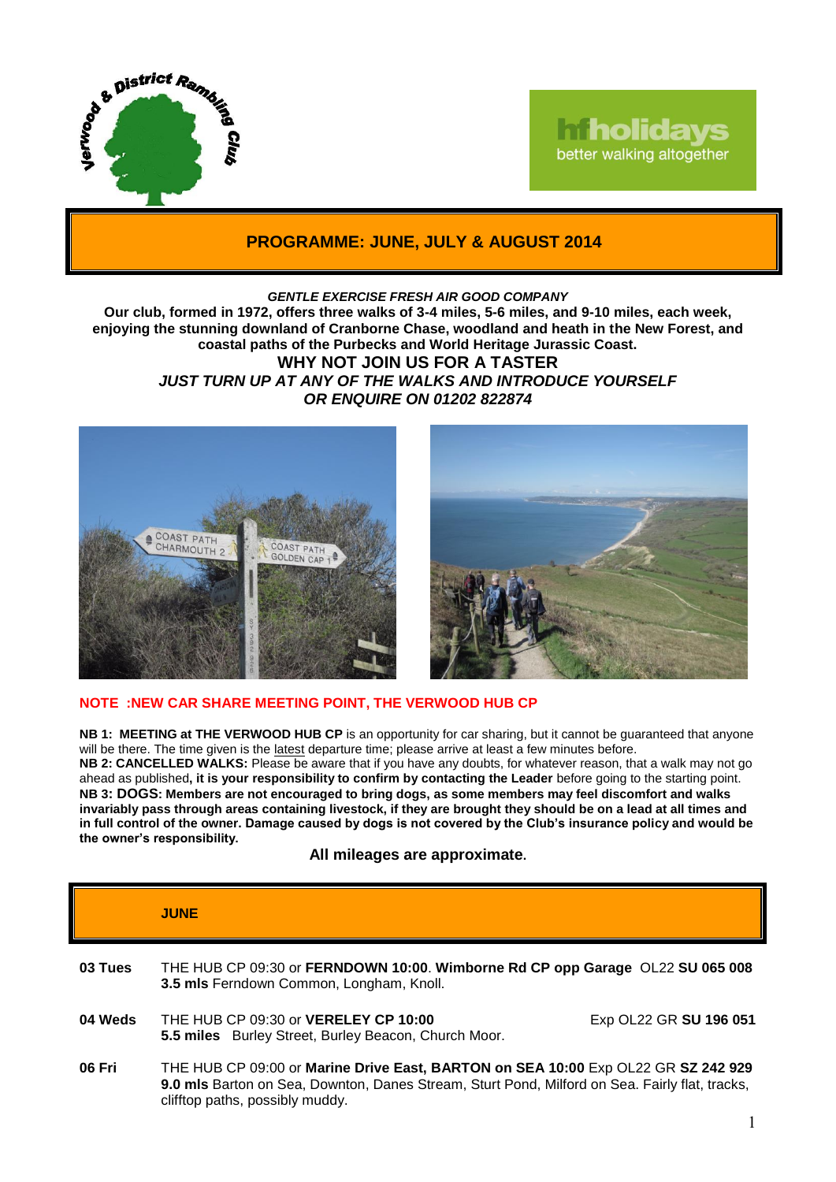# PROGRAMME: JUNE, JULY & AUGUST 2014

***GENTLE EXERCISE FRESH AIR GOOD COMPANY***

**Our club, formed in 1972, offers three walks of 3-4 miles, 5-6 miles, and 9-10 miles, each week, enjoying the stunning downland of Cranborne Chase, woodland and heath in the New Forest, and coastal paths of the Purbecks and World Heritage Jurassic Coast.**

**WHY NOT JOIN US FOR A TASTER**

***JUST TURN UP AT ANY OF THE WALKS AND INTRODUCE YOURSELF***

***OR ENQUIRE ON 01202 822874***

**NOTE :NEW CAR SHARE MEETING POINT, THE VERWOOD HUB CP**

**NB 1: MEETING at THE VERWOOD HUB CP** is an opportunity for car sharing, but it cannot be guaranteed that anyone will be there. The time given is the latest departure time; please arrive at least a few minutes before.

**NB 2: CANCELLED WALKS:** Please be aware that if you have any doubts, for whatever reason, that a walk may not go ahead as published**, it is your responsibility to confirm by contacting the Leader** before going to the starting point.

**NB 3: DOGS: Members are not encouraged to bring dogs, as some members may feel discomfort and walks invariably pass through areas containing livestock, if they are brought they should be on a lead at all times and in full control of the owner. Damage caused by dogs is not covered by the Club's insurance policy and would be the owner's responsibility.**

**All mileages are approximate.**

## JUNE

**03 Tues** THE HUB CP 09:30 or **FERNDOWN 10:00**. **Wimborne Rd CP opp Garage** OL22 **SU 065 008**
**3.5 mls** Ferndown Common, Longham, Knoll.

**04 Weds** THE HUB CP 09:30 or **VERELEY CP 10:00** Exp OL22 GR **SU 196 051**
**5.5 miles** Burley Street, Burley Beacon, Church Moor.

**06 Fri** THE HUB CP 09:00 or **Marine Drive East, BARTON on SEA 10:00** Exp OL22 GR **SZ 242 929**
**9.0 mls** Barton on Sea, Downton, Danes Stream, Sturt Pond, Milford on Sea. Fairly flat, tracks, clifftop paths, possibly muddy.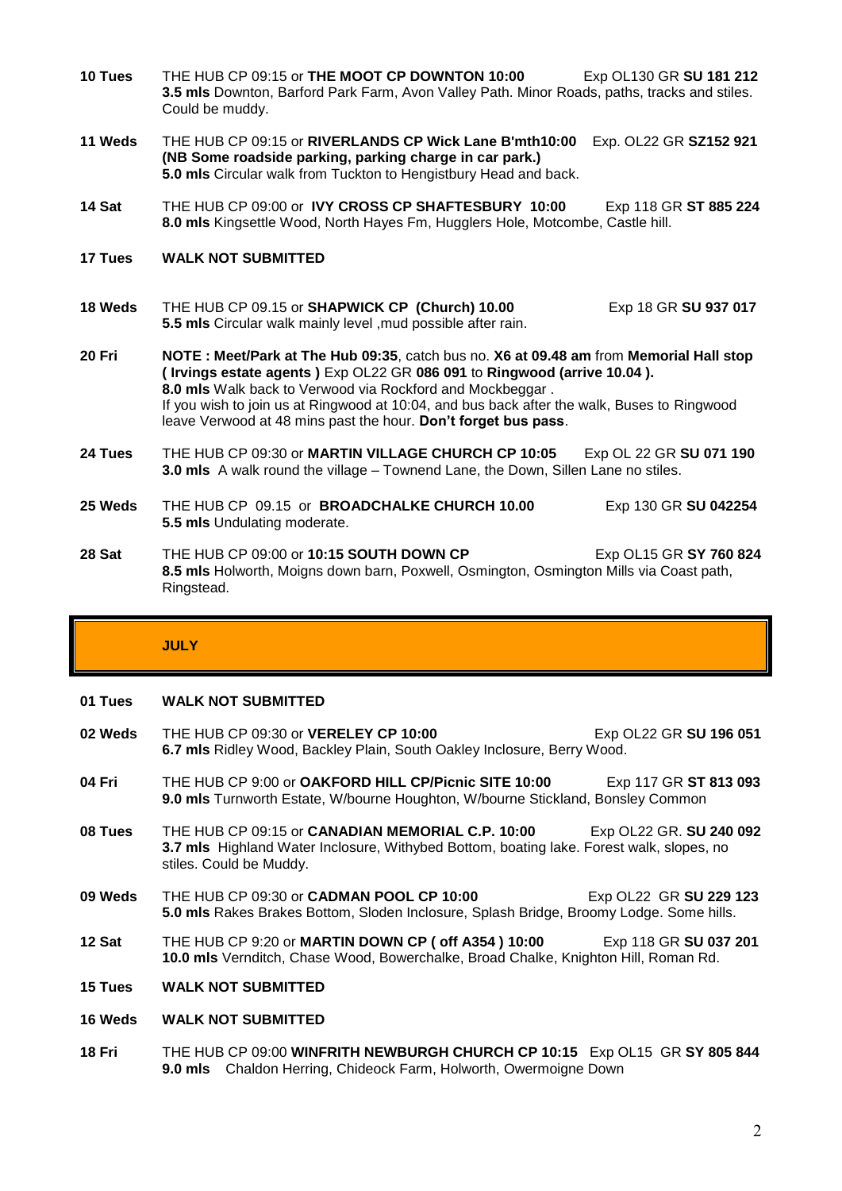**10 Tues** THE HUB CP 09:15 or **THE MOOT CP DOWNTON 10:00** Exp OL130 GR **SU 181 212**
**3.5 mls** Downton, Barford Park Farm, Avon Valley Path. Minor Roads, paths, tracks and stiles. Could be muddy.

**11 Weds** THE HUB CP 09:15 or **RIVERLANDS CP Wick Lane B'mth10:00** Exp. OL22 GR **SZ152 921**
**(NB Some roadside parking, parking charge in car park.)**
**5.0 mls** Circular walk from Tuckton to Hengistbury Head and back.

**14 Sat** THE HUB CP 09:00 or **IVY CROSS CP SHAFTESBURY 10:00** Exp 118 GR **ST 885 224**
**8.0 mls** Kingsettle Wood, North Hayes Fm, Hugglers Hole, Motcombe, Castle hill.

**17 Tues** **WALK NOT SUBMITTED**

**18 Weds** THE HUB CP 09.15 or **SHAPWICK CP (Church) 10.00** Exp 18 GR **SU 937 017**
**5.5 mls** Circular walk mainly level ,mud possible after rain.

**20 Fri** **NOTE : Meet/Park at The Hub 09:35**, catch bus no. **X6 at 09.48 am** from **Memorial Hall stop ( Irvings estate agents )** Exp OL22 GR **086 091** to **Ringwood (arrive 10.04 ).**
**8.0 mls** Walk back to Verwood via Rockford and Mockbeggar .
If you wish to join us at Ringwood at 10:04, and bus back after the walk, Buses to Ringwood leave Verwood at 48 mins past the hour. **Don't forget bus pass**.

**24 Tues** THE HUB CP 09:30 or **MARTIN VILLAGE CHURCH CP 10:05** Exp OL 22 GR **SU 071 190**
**3.0 mls** A walk round the village – Townend Lane, the Down, Sillen Lane no stiles.

**25 Weds** THE HUB CP 09.15 or **BROADCHALKE CHURCH 10.00** Exp 130 GR **SU 042254**
**5.5 mls** Undulating moderate.

**28 Sat** THE HUB CP 09:00 or **10:15 SOUTH DOWN CP** Exp OL15 GR **SY 760 824**
**8.5 mls** Holworth, Moigns down barn, Poxwell, Osmington, Osmington Mills via Coast path, Ringstead.

## JULY

**01 Tues** **WALK NOT SUBMITTED**

**02 Weds** THE HUB CP 09:30 or **VERELEY CP 10:00** Exp OL22 GR **SU 196 051**
**6.7 mls** Ridley Wood, Backley Plain, South Oakley Inclosure, Berry Wood.

**04 Fri** THE HUB CP 9:00 or **OAKFORD HILL CP/Picnic SITE 10:00** Exp 117 GR **ST 813 093**
**9.0 mls** Turnworth Estate, W/bourne Houghton, W/bourne Stickland, Bonsley Common

**08 Tues** THE HUB CP 09:15 or **CANADIAN MEMORIAL C.P. 10:00** Exp OL22 GR. **SU 240 092**
**3.7 mls** Highland Water Inclosure, Withybed Bottom, boating lake. Forest walk, slopes, no stiles. Could be Muddy.

**09 Weds** THE HUB CP 09:30 or **CADMAN POOL CP 10:00** Exp OL22 GR **SU 229 123**
**5.0 mls** Rakes Brakes Bottom, Sloden Inclosure, Splash Bridge, Broomy Lodge. Some hills.

**12 Sat** THE HUB CP 9:20 or **MARTIN DOWN CP ( off A354 ) 10:00** Exp 118 GR **SU 037 201**
**10.0 mls** Vernditch, Chase Wood, Bowerchalke, Broad Chalke, Knighton Hill, Roman Rd.

**15 Tues** **WALK NOT SUBMITTED**

**16 Weds** **WALK NOT SUBMITTED**

**18 Fri** THE HUB CP 09:00 **WINFRITH NEWBURGH CHURCH CP 10:15** Exp OL15 GR **SY 805 844**
**9.0 mls** Chaldon Herring, Chideock Farm, Holworth, Owermoigne Down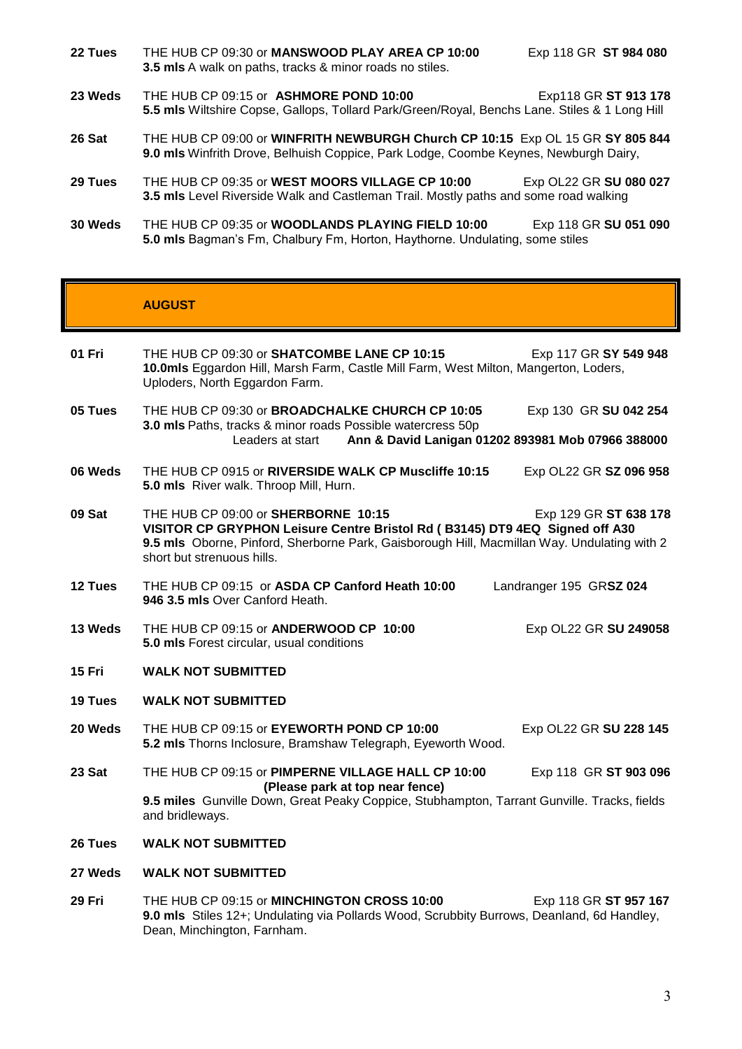**22 Tues** THE HUB CP 09:30 or **MANSWOOD PLAY AREA CP 10:00** Exp 118 GR **ST 984 080**
**3.5 mls** A walk on paths, tracks & minor roads no stiles.

**23 Weds** THE HUB CP 09:15 or **ASHMORE POND 10:00** Exp118 GR **ST 913 178**
**5.5 mls** Wiltshire Copse, Gallops, Tollard Park/Green/Royal, Benchs Lane. Stiles & 1 Long Hill

**26 Sat** THE HUB CP 09:00 or **WINFRITH NEWBURGH Church CP 10:15** Exp OL 15 GR **SY 805 844**
**9.0 mls** Winfrith Drove, Belhuish Coppice, Park Lodge, Coombe Keynes, Newburgh Dairy,

**29 Tues** THE HUB CP 09:35 or **WEST MOORS VILLAGE CP 10:00** Exp OL22 GR **SU 080 027**
**3.5 mls** Level Riverside Walk and Castleman Trail. Mostly paths and some road walking

**30 Weds** THE HUB CP 09:35 or **WOODLANDS PLAYING FIELD 10:00** Exp 118 GR **SU 051 090**
**5.0 mls** Bagman's Fm, Chalbury Fm, Horton, Haythorne. Undulating, some stiles

## AUGUST

**01 Fri** THE HUB CP 09:30 or **SHATCOMBE LANE CP 10:15** Exp 117 GR **SY 549 948**
**10.0mls** Eggardon Hill, Marsh Farm, Castle Mill Farm, West Milton, Mangerton, Loders, Uploders, North Eggardon Farm.

**05 Tues** THE HUB CP 09:30 or **BROADCHALKE CHURCH CP 10:05** Exp 130 GR **SU 042 254**
**3.0 mls** Paths, tracks & minor roads Possible watercress 50p
Leaders at start **Ann & David Lanigan 01202 893981 Mob 07966 388000**

**06 Weds** THE HUB CP 0915 or **RIVERSIDE WALK CP Muscliffe 10:15** Exp OL22 GR **SZ 096 958**
**5.0 mls** River walk. Throop Mill, Hurn.

**09 Sat** THE HUB CP 09:00 or **SHERBORNE 10:15** Exp 129 GR **ST 638 178**
**VISITOR CP GRYPHON Leisure Centre Bristol Rd ( B3145) DT9 4EQ Signed off A30**
**9.5 mls** Oborne, Pinford, Sherborne Park, Gaisborough Hill, Macmillan Way. Undulating with 2 short but strenuous hills.

**12 Tues** THE HUB CP 09:15 or **ASDA CP Canford Heath 10:00** Landranger 195 GR**SZ 024 946** **3.5 mls** Over Canford Heath.

**13 Weds** THE HUB CP 09:15 or **ANDERWOOD CP 10:00** Exp OL22 GR **SU 249058**
**5.0 mls** Forest circular, usual conditions

**15 Fri** **WALK NOT SUBMITTED**

**19 Tues** **WALK NOT SUBMITTED**

**20 Weds** THE HUB CP 09:15 or **EYEWORTH POND CP 10:00** Exp OL22 GR **SU 228 145**
**5.2 mls** Thorns Inclosure, Bramshaw Telegraph, Eyeworth Wood.

**23 Sat** THE HUB CP 09:15 or **PIMPERNE VILLAGE HALL CP 10:00** Exp 118 GR **ST 903 096**
**(Please park at top near fence)**
**9.5 miles** Gunville Down, Great Peaky Coppice, Stubhampton, Tarrant Gunville. Tracks, fields and bridleways.

**26 Tues** **WALK NOT SUBMITTED**

**27 Weds** **WALK NOT SUBMITTED**

**29 Fri** THE HUB CP 09:15 or **MINCHINGTON CROSS 10:00** Exp 118 GR **ST 957 167**
**9.0 mls** Stiles 12+; Undulating via Pollards Wood, Scrubbity Burrows, Deanland, 6d Handley, Dean, Minchington, Farnham.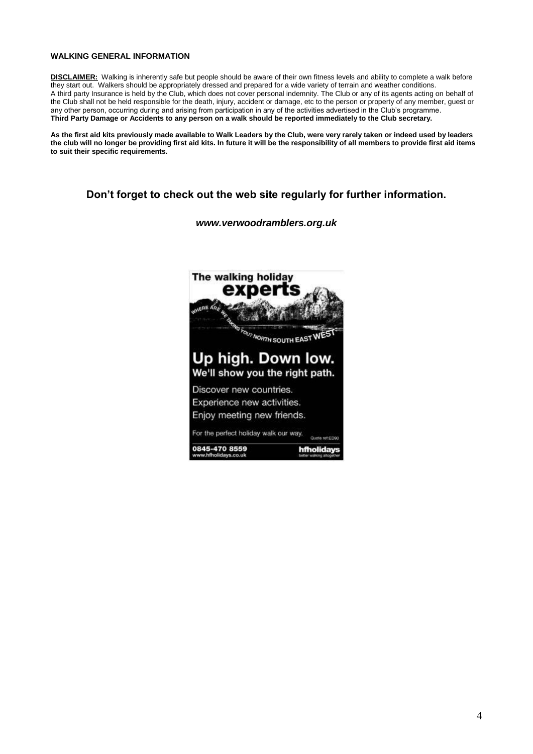#### WALKING GENERAL INFORMATION

**DISCLAIMER:** Walking is inherently safe but people should be aware of their own fitness levels and ability to complete a walk before they start out. Walkers should be appropriately dressed and prepared for a wide variety of terrain and weather conditions.
A third party Insurance is held by the Club, which does not cover personal indemnity. The Club or any of its agents acting on behalf of the Club shall not be held responsible for the death, injury, accident or damage, etc to the person or property of any member, guest or any other person, occurring during and arising from participation in any of the activities advertised in the Club's programme.
**Third Party Damage or Accidents to any person on a walk should be reported immediately to the Club secretary.**

**As the first aid kits previously made available to Walk Leaders by the Club, were very rarely taken or indeed used by leaders the club will no longer be providing first aid kits. In future it will be the responsibility of all members to provide first aid items to suit their specific requirements.**

## Don't forget to check out the web site regularly for further information.

***www.verwoodramblers.org.uk***

The walking holiday experts

WHERE ARE WE TAKING YOU? NORTH SOUTH EAST WEST

Up high. Down low.
We'll show you the right path.

Discover new countries.
Experience new activities.
Enjoy meeting new friends.

For the perfect holiday walk our way. Quote ref:ED90

0845-470 8559
www.hfholidays.co.uk

hfholidays
better walking altogether